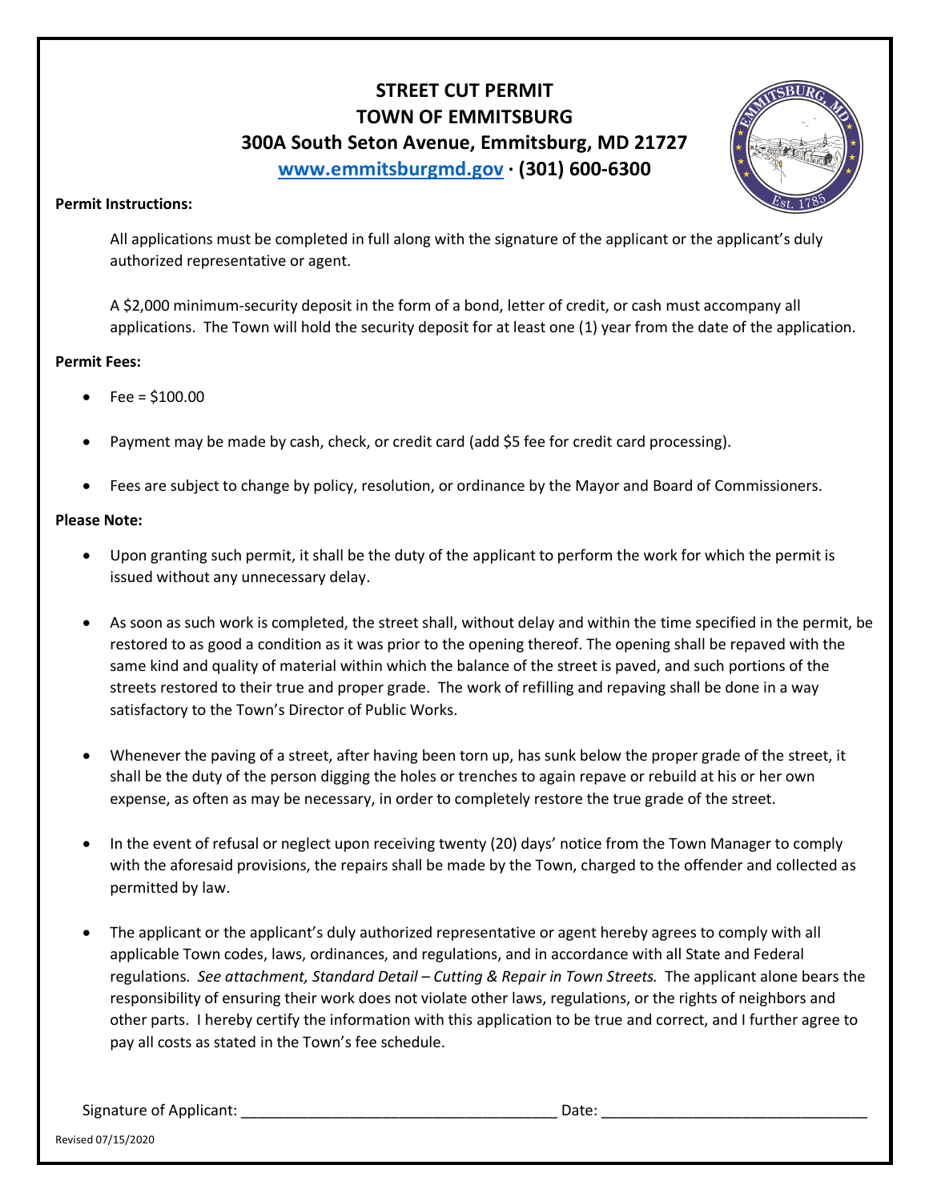# STREET CUT PERMIT
# TOWN OF EMMITSBURG
## 300A South Seton Avenue, Emmitsburg, MD 21727
## [www.emmitsburgmd.gov](http://www.emmitsburgmd.gov) · (301) 600-6300

**Permit Instructions:**

All applications must be completed in full along with the signature of the applicant or the applicant's duly authorized representative or agent.

A $2,000 minimum-security deposit in the form of a bond, letter of credit, or cash must accompany all applications. The Town will hold the security deposit for at least one (1) year from the date of the application.

**Permit Fees:**

- Fee = $100.00
- Payment may be made by cash, check, or credit card (add $5 fee for credit card processing).
- Fees are subject to change by policy, resolution, or ordinance by the Mayor and Board of Commissioners.

**Please Note:**

- Upon granting such permit, it shall be the duty of the applicant to perform the work for which the permit is issued without any unnecessary delay.
- As soon as such work is completed, the street shall, without delay and within the time specified in the permit, be restored to as good a condition as it was prior to the opening thereof. The opening shall be repaved with the same kind and quality of material within which the balance of the street is paved, and such portions of the streets restored to their true and proper grade. The work of refilling and repaving shall be done in a way satisfactory to the Town's Director of Public Works.
- Whenever the paving of a street, after having been torn up, has sunk below the proper grade of the street, it shall be the duty of the person digging the holes or trenches to again repave or rebuild at his or her own expense, as often as may be necessary, in order to completely restore the true grade of the street.
- In the event of refusal or neglect upon receiving twenty (20) days' notice from the Town Manager to comply with the aforesaid provisions, the repairs shall be made by the Town, charged to the offender and collected as permitted by law.
- The applicant or the applicant's duly authorized representative or agent hereby agrees to comply with all applicable Town codes, laws, ordinances, and regulations, and in accordance with all State and Federal regulations. *See attachment, Standard Detail – Cutting & Repair in Town Streets.* The applicant alone bears the responsibility of ensuring their work does not violate other laws, regulations, or the rights of neighbors and other parts. I hereby certify the information with this application to be true and correct, and I further agree to pay all costs as stated in the Town's fee schedule.

Signature of Applicant: ______________________________________ Date: _______________________________

Revised 07/15/2020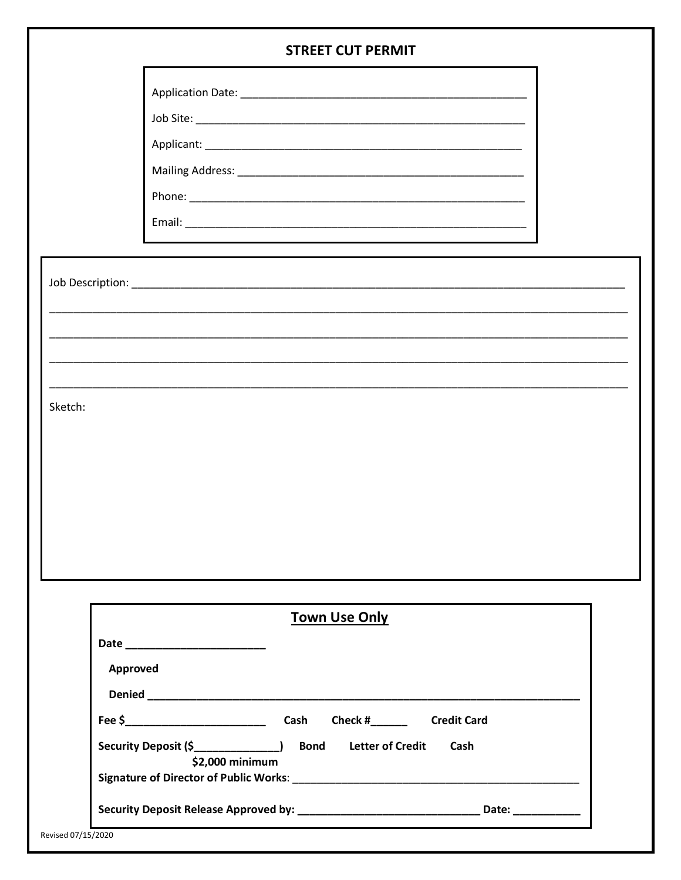# STREET CUT PERMIT

Application Date: ______________________________________________

Job Site: ____________________________________________________

Applicant: ___________________________________________________

Mailing Address: ______________________________________________

Phone: ______________________________________________________

Email: _______________________________________________________

Job Description: ________________________________________________________________________________

________________________________________________________________________________________________

________________________________________________________________________________________________

________________________________________________________________________________________________

________________________________________________________________________________________________

Sketch:

## Town Use Only

**Date ______________________**

**Approved**

**Denied ______________________________________________________________________**

**Fee $______________________ Cash Check #______ Credit Card**

**Security Deposit ($______________) Bond Letter of Credit Cash**
**$2,000 minimum**

**Signature of Director of Public Works**: ____________________________________________

**Security Deposit Release Approved by: ____________________________ Date: __________**

Revised 07/15/2020